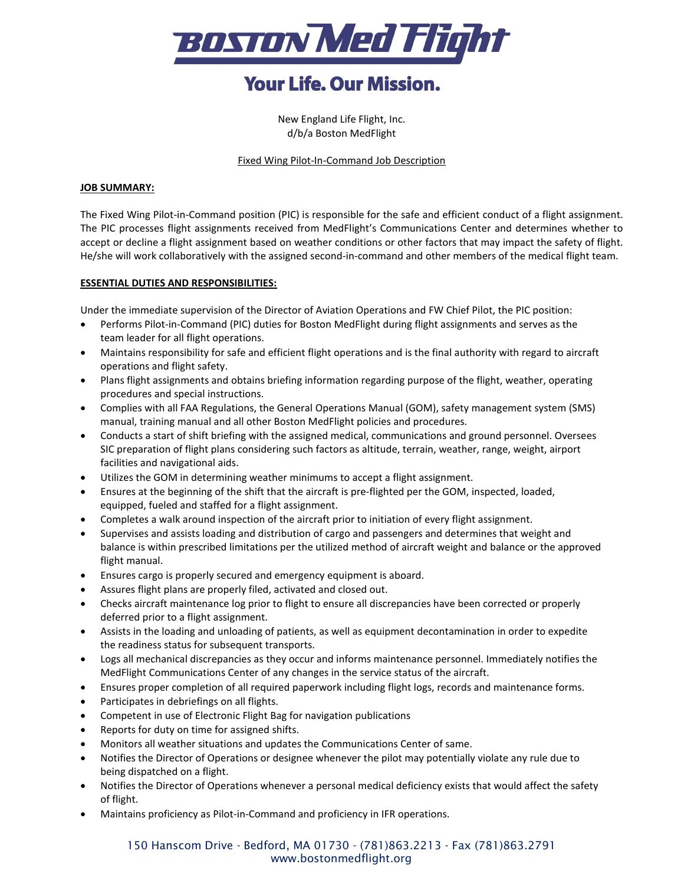# Boston MedFlight

## Your Life. Our Mission.

New England Life Flight, Inc.
d/b/a Boston MedFlight

Fixed Wing Pilot-In-Command Job Description

**JOB SUMMARY:**

The Fixed Wing Pilot-in-Command position (PIC) is responsible for the safe and efficient conduct of a flight assignment. The PIC processes flight assignments received from MedFlight's Communications Center and determines whether to accept or decline a flight assignment based on weather conditions or other factors that may impact the safety of flight. He/she will work collaboratively with the assigned second-in-command and other members of the medical flight team.

**ESSENTIAL DUTIES AND RESPONSIBILITIES:**

Under the immediate supervision of the Director of Aviation Operations and FW Chief Pilot, the PIC position:

- Performs Pilot-in-Command (PIC) duties for Boston MedFlight during flight assignments and serves as the team leader for all flight operations.
- Maintains responsibility for safe and efficient flight operations and is the final authority with regard to aircraft operations and flight safety.
- Plans flight assignments and obtains briefing information regarding purpose of the flight, weather, operating procedures and special instructions.
- Complies with all FAA Regulations, the General Operations Manual (GOM), safety management system (SMS) manual, training manual and all other Boston MedFlight policies and procedures.
- Conducts a start of shift briefing with the assigned medical, communications and ground personnel. Oversees SIC preparation of flight plans considering such factors as altitude, terrain, weather, range, weight, airport facilities and navigational aids.
- Utilizes the GOM in determining weather minimums to accept a flight assignment.
- Ensures at the beginning of the shift that the aircraft is pre-flighted per the GOM, inspected, loaded, equipped, fueled and staffed for a flight assignment.
- Completes a walk around inspection of the aircraft prior to initiation of every flight assignment.
- Supervises and assists loading and distribution of cargo and passengers and determines that weight and balance is within prescribed limitations per the utilized method of aircraft weight and balance or the approved flight manual.
- Ensures cargo is properly secured and emergency equipment is aboard.
- Assures flight plans are properly filed, activated and closed out.
- Checks aircraft maintenance log prior to flight to ensure all discrepancies have been corrected or properly deferred prior to a flight assignment.
- Assists in the loading and unloading of patients, as well as equipment decontamination in order to expedite the readiness status for subsequent transports.
- Logs all mechanical discrepancies as they occur and informs maintenance personnel. Immediately notifies the MedFlight Communications Center of any changes in the service status of the aircraft.
- Ensures proper completion of all required paperwork including flight logs, records and maintenance forms.
- Participates in debriefings on all flights.
- Competent in use of Electronic Flight Bag for navigation publications
- Reports for duty on time for assigned shifts.
- Monitors all weather situations and updates the Communications Center of same.
- Notifies the Director of Operations or designee whenever the pilot may potentially violate any rule due to being dispatched on a flight.
- Notifies the Director of Operations whenever a personal medical deficiency exists that would affect the safety of flight.
- Maintains proficiency as Pilot-in-Command and proficiency in IFR operations.

150 Hanscom Drive - Bedford, MA 01730 - (781)863.2213 - Fax (781)863.2791
www.bostonmedflight.org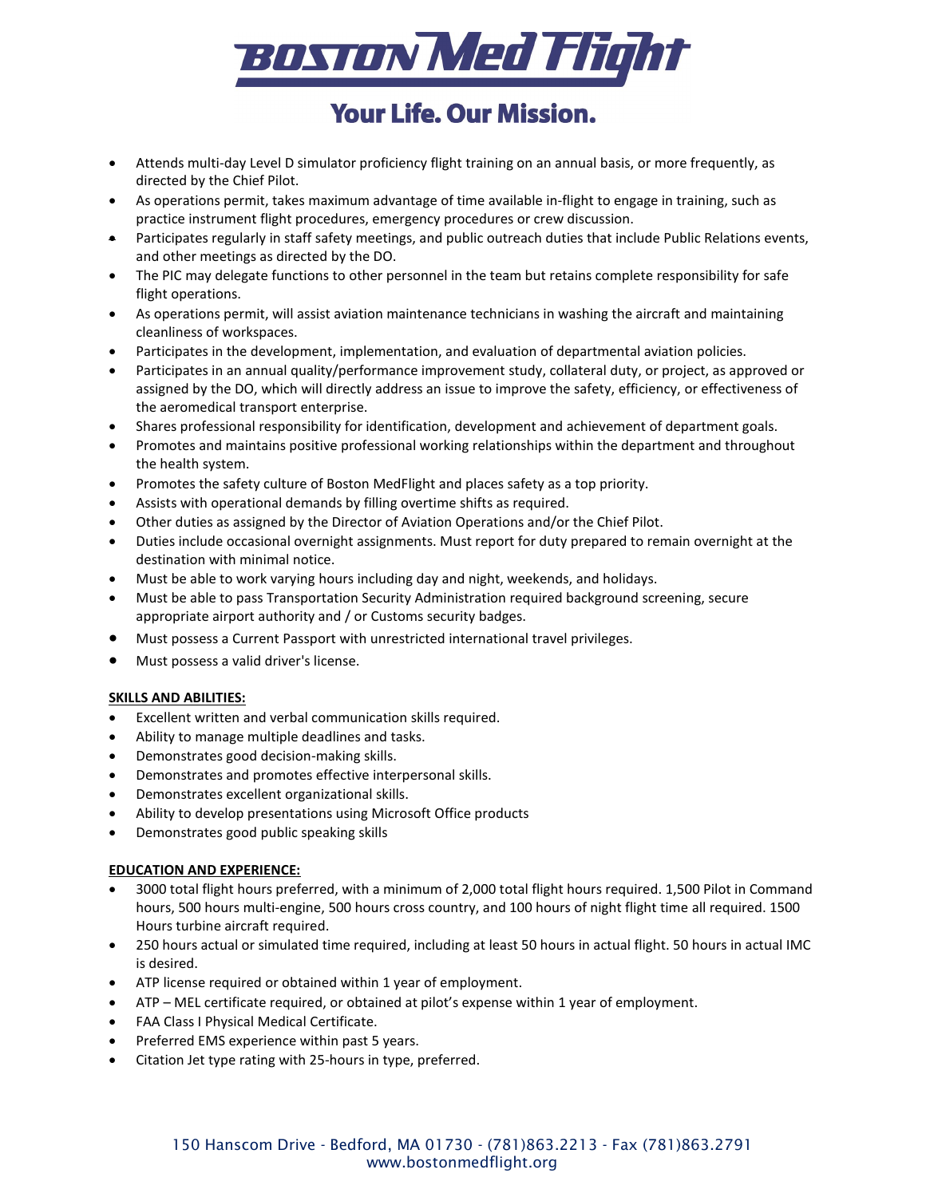- Attends multi-day Level D simulator proficiency flight training on an annual basis, or more frequently, as directed by the Chief Pilot.
- As operations permit, takes maximum advantage of time available in-flight to engage in training, such as practice instrument flight procedures, emergency procedures or crew discussion.
- Participates regularly in staff safety meetings, and public outreach duties that include Public Relations events, and other meetings as directed by the DO.
- The PIC may delegate functions to other personnel in the team but retains complete responsibility for safe flight operations.
- As operations permit, will assist aviation maintenance technicians in washing the aircraft and maintaining cleanliness of workspaces.
- Participates in the development, implementation, and evaluation of departmental aviation policies.
- Participates in an annual quality/performance improvement study, collateral duty, or project, as approved or assigned by the DO, which will directly address an issue to improve the safety, efficiency, or effectiveness of the aeromedical transport enterprise.
- Shares professional responsibility for identification, development and achievement of department goals.
- Promotes and maintains positive professional working relationships within the department and throughout the health system.
- Promotes the safety culture of Boston MedFlight and places safety as a top priority.
- Assists with operational demands by filling overtime shifts as required.
- Other duties as assigned by the Director of Aviation Operations and/or the Chief Pilot.
- Duties include occasional overnight assignments. Must report for duty prepared to remain overnight at the destination with minimal notice.
- Must be able to work varying hours including day and night, weekends, and holidays.
- Must be able to pass Transportation Security Administration required background screening, secure appropriate airport authority and / or Customs security badges.
- Must possess a Current Passport with unrestricted international travel privileges.
- Must possess a valid driver's license.

**SKILLS AND ABILITIES:**

- Excellent written and verbal communication skills required.
- Ability to manage multiple deadlines and tasks.
- Demonstrates good decision-making skills.
- Demonstrates and promotes effective interpersonal skills.
- Demonstrates excellent organizational skills.
- Ability to develop presentations using Microsoft Office products
- Demonstrates good public speaking skills

**EDUCATION AND EXPERIENCE:**

- 3000 total flight hours preferred, with a minimum of 2,000 total flight hours required. 1,500 Pilot in Command hours, 500 hours multi-engine, 500 hours cross country, and 100 hours of night flight time all required. 1500 Hours turbine aircraft required.
- 250 hours actual or simulated time required, including at least 50 hours in actual flight. 50 hours in actual IMC is desired.
- ATP license required or obtained within 1 year of employment.
- ATP – MEL certificate required, or obtained at pilot's expense within 1 year of employment.
- FAA Class I Physical Medical Certificate.
- Preferred EMS experience within past 5 years.
- Citation Jet type rating with 25-hours in type, preferred.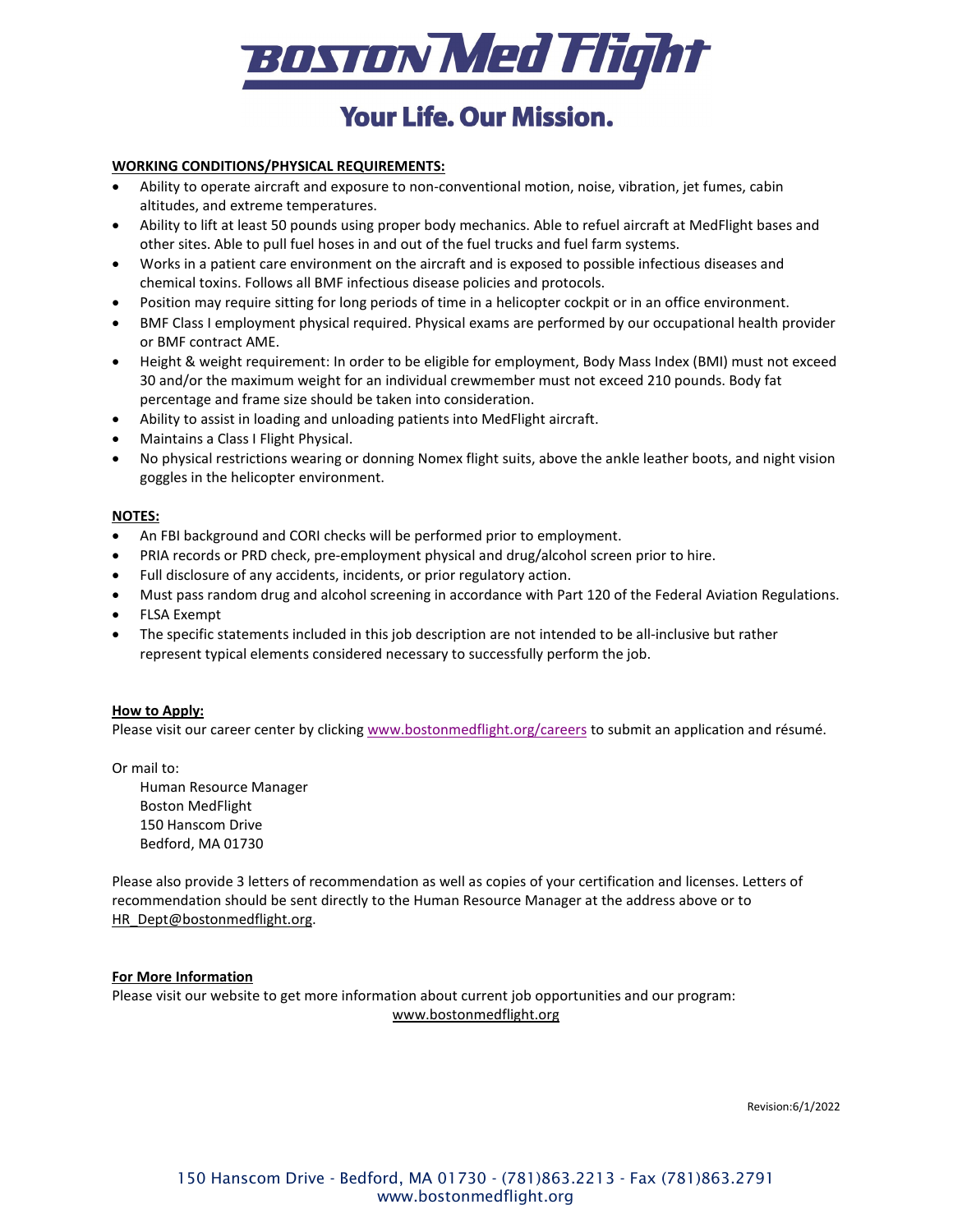**WORKING CONDITIONS/PHYSICAL REQUIREMENTS:**

- Ability to operate aircraft and exposure to non-conventional motion, noise, vibration, jet fumes, cabin altitudes, and extreme temperatures.
- Ability to lift at least 50 pounds using proper body mechanics. Able to refuel aircraft at MedFlight bases and other sites. Able to pull fuel hoses in and out of the fuel trucks and fuel farm systems.
- Works in a patient care environment on the aircraft and is exposed to possible infectious diseases and chemical toxins. Follows all BMF infectious disease policies and protocols.
- Position may require sitting for long periods of time in a helicopter cockpit or in an office environment.
- BMF Class I employment physical required. Physical exams are performed by our occupational health provider or BMF contract AME.
- Height & weight requirement: In order to be eligible for employment, Body Mass Index (BMI) must not exceed 30 and/or the maximum weight for an individual crewmember must not exceed 210 pounds. Body fat percentage and frame size should be taken into consideration.
- Ability to assist in loading and unloading patients into MedFlight aircraft.
- Maintains a Class I Flight Physical.
- No physical restrictions wearing or donning Nomex flight suits, above the ankle leather boots, and night vision goggles in the helicopter environment.

**NOTES:**

- An FBI background and CORI checks will be performed prior to employment.
- PRIA records or PRD check, pre-employment physical and drug/alcohol screen prior to hire.
- Full disclosure of any accidents, incidents, or prior regulatory action.
- Must pass random drug and alcohol screening in accordance with Part 120 of the Federal Aviation Regulations.
- FLSA Exempt
- The specific statements included in this job description are not intended to be all-inclusive but rather represent typical elements considered necessary to successfully perform the job.

**How to Apply:**

Please visit our career center by clicking www.bostonmedflight.org/careers to submit an application and résumé.

Or mail to:

Human Resource Manager
Boston MedFlight
150 Hanscom Drive
Bedford, MA 01730

Please also provide 3 letters of recommendation as well as copies of your certification and licenses. Letters of recommendation should be sent directly to the Human Resource Manager at the address above or to HR_Dept@bostonmedflight.org.

**For More Information**

Please visit our website to get more information about current job opportunities and our program:
www.bostonmedflight.org

Revision:6/1/2022